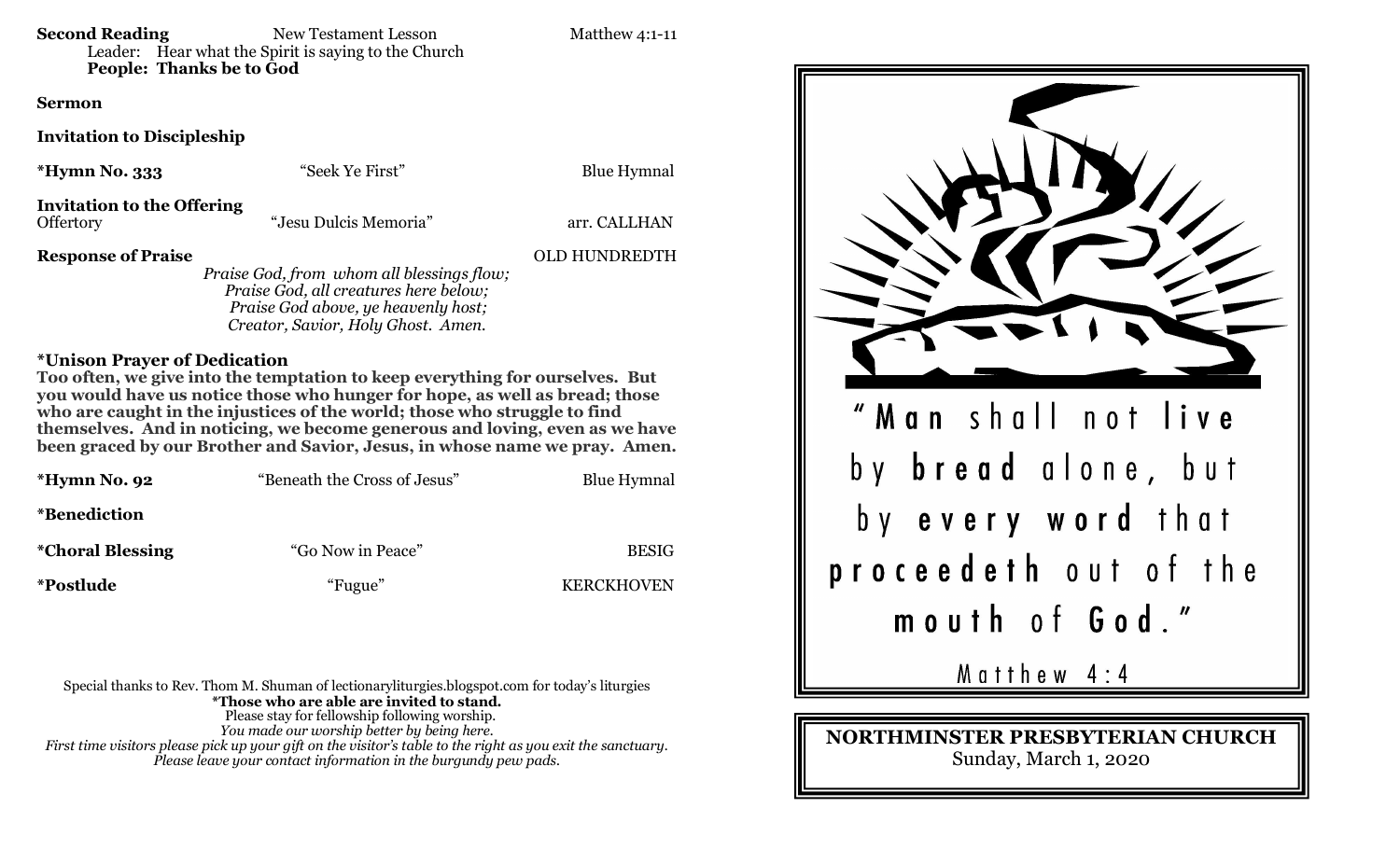**Second Reading** New Testament Lesson Matthew 4:1-11

Leader: Hear what the Spirit is saying to the Church
**People: Thanks be to God**

**Sermon**

**Invitation to Discipleship**

**\*Hymn No. 333** "Seek Ye First" Blue Hymnal

**Invitation to the Offering**
Offertory "Jesu Dulcis Memoria" arr. CALLHAN

**Response of Praise** OLD HUNDREDTH

*Praise God, from whom all blessings flow;*
*Praise God, all creatures here below;*
*Praise God above, ye heavenly host;*
*Creator, Savior, Holy Ghost. Amen.*

**\*Unison Prayer of Dedication**
**Too often, we give into the temptation to keep everything for ourselves. But you would have us notice those who hunger for hope, as well as bread; those who are caught in the injustices of the world; those who struggle to find themselves. And in noticing, we become generous and loving, even as we have been graced by our Brother and Savior, Jesus, in whose name we pray. Amen.**

**\*Hymn No. 92** "Beneath the Cross of Jesus" Blue Hymnal

**\*Benediction**

**\*Choral Blessing** "Go Now in Peace" BESIG

**\*Postlude** "Fugue" KERCKHOVEN

Special thanks to Rev. Thom M. Shuman of lectionaryliturgies.blogspot.com for today's liturgies
**\*Those who are able are invited to stand.**
Please stay for fellowship following worship.
*You made our worship better by being here.*
*First time visitors please pick up your gift on the visitor's table to the right as you exit the sanctuary.*
*Please leave your contact information in the burgundy pew pads.*

"**Man** shall not **live** by **bread** alone, but by **every word** that **proceedeth** out of the **mouth** of **God**."

Matthew 4:4

**NORTHMINSTER PRESBYTERIAN CHURCH**
Sunday, March 1, 2020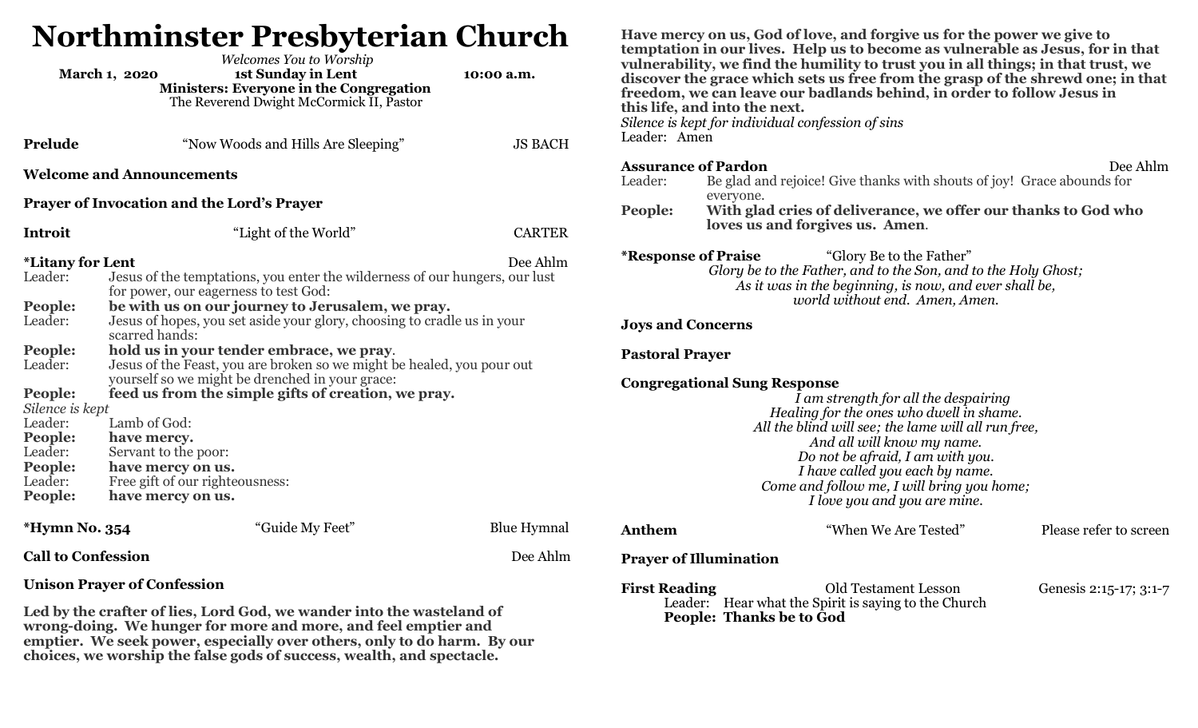# Northminster Presbyterian Church

*Welcomes You to Worship*

**March 1, 2020** **1st Sunday in Lent** **10:00 a.m.**

**Ministers: Everyone in the Congregation**

The Reverend Dwight McCormick II, Pastor

**Prelude** "Now Woods and Hills Are Sleeping" JS BACH

**Welcome and Announcements**

**Prayer of Invocation and the Lord's Prayer**

**Introit** "Light of the World" CARTER

**\*Litany for Lent** Dee Ahlm

Leader: Jesus of the temptations, you enter the wilderness of our hungers, our lust for power, our eagerness to test God:

**People: be with us on our journey to Jerusalem, we pray.**

Leader: Jesus of hopes, you set aside your glory, choosing to cradle us in your scarred hands:

**People: hold us in your tender embrace, we pray**.

Leader: Jesus of the Feast, you are broken so we might be healed, you pour out yourself so we might be drenched in your grace:

**People: feed us from the simple gifts of creation, we pray.**

*Silence is kept*

Leader: Lamb of God:

**People: have mercy.**

Leader: Servant to the poor:

**People: have mercy on us.**

Leader: Free gift of our righteousness:

**People: have mercy on us.**

**\*Hymn No. 354** "Guide My Feet" Blue Hymnal

**Call to Confession** Dee Ahlm

**Unison Prayer of Confession**

**Led by the crafter of lies, Lord God, we wander into the wasteland of wrong-doing. We hunger for more and more, and feel emptier and emptier. We seek power, especially over others, only to do harm. By our choices, we worship the false gods of success, wealth, and spectacle.**

**Have mercy on us, God of love, and forgive us for the power we give to temptation in our lives. Help us to become as vulnerable as Jesus, for in that vulnerability, we find the humility to trust you in all things; in that trust, we discover the grace which sets us free from the grasp of the shrewd one; in that freedom, we can leave our badlands behind, in order to follow Jesus in this life, and into the next.**

*Silence is kept for individual confession of sins*

Leader: Amen

**Assurance of Pardon** Dee Ahlm

Leader: Be glad and rejoice! Give thanks with shouts of joy! Grace abounds for everyone.

**People: With glad cries of deliverance, we offer our thanks to God who loves us and forgives us. Amen**.

**\*Response of Praise** "Glory Be to the Father"

*Glory be to the Father, and to the Son, and to the Holy Ghost;*
*As it was in the beginning, is now, and ever shall be,*
*world without end. Amen, Amen.*

**Joys and Concerns**

**Pastoral Prayer**

**Congregational Sung Response**

*I am strength for all the despairing*
*Healing for the ones who dwell in shame.*
*All the blind will see; the lame will all run free,*
*And all will know my name.*
*Do not be afraid, I am with you.*
*I have called you each by name.*
*Come and follow me, I will bring you home;*
*I love you and you are mine.*

**Anthem** "When We Are Tested" Please refer to screen

**Prayer of Illumination**

**First Reading** Old Testament Lesson Genesis 2:15-17; 3:1-7

Leader: Hear what the Spirit is saying to the Church

**People: Thanks be to God**